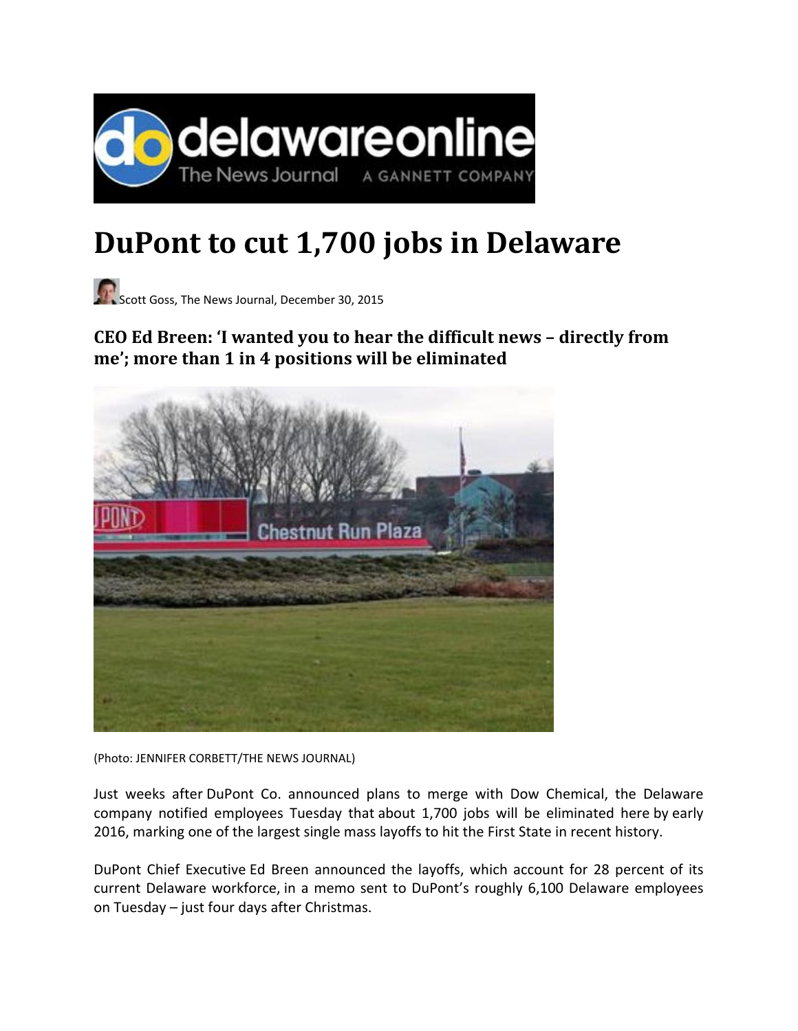# DuPont to cut 1,700 jobs in Delaware

Scott Goss, The News Journal, December 30, 2015

## CEO Ed Breen: 'I wanted you to hear the difficult news – directly from me'; more than 1 in 4 positions will be eliminated

(Photo: JENNIFER CORBETT/THE NEWS JOURNAL)

Just weeks after DuPont Co. announced plans to merge with Dow Chemical, the Delaware company notified employees Tuesday that about 1,700 jobs will be eliminated here by early 2016, marking one of the largest single mass layoffs to hit the First State in recent history.

DuPont Chief Executive Ed Breen announced the layoffs, which account for 28 percent of its current Delaware workforce, in a memo sent to DuPont's roughly 6,100 Delaware employees on Tuesday – just four days after Christmas.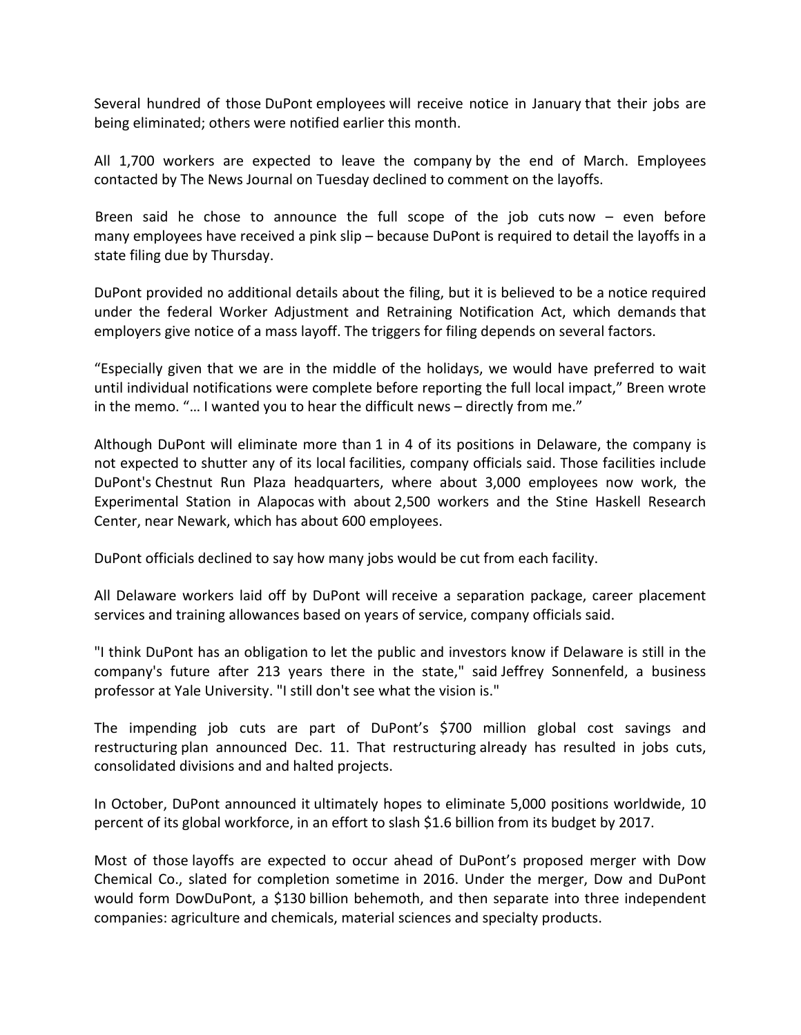Several hundred of those DuPont employees will receive notice in January that their jobs are being eliminated; others were notified earlier this month.

All 1,700 workers are expected to leave the company by the end of March. Employees contacted by The News Journal on Tuesday declined to comment on the layoffs.

Breen said he chose to announce the full scope of the job cuts now – even before many employees have received a pink slip – because DuPont is required to detail the layoffs in a state filing due by Thursday.

DuPont provided no additional details about the filing, but it is believed to be a notice required under the federal Worker Adjustment and Retraining Notification Act, which demands that employers give notice of a mass layoff. The triggers for filing depends on several factors.

"Especially given that we are in the middle of the holidays, we would have preferred to wait until individual notifications were complete before reporting the full local impact," Breen wrote in the memo. "… I wanted you to hear the difficult news – directly from me."

Although DuPont will eliminate more than 1 in 4 of its positions in Delaware, the company is not expected to shutter any of its local facilities, company officials said. Those facilities include DuPont's Chestnut Run Plaza headquarters, where about 3,000 employees now work, the Experimental Station in Alapocas with about 2,500 workers and the Stine Haskell Research Center, near Newark, which has about 600 employees.

DuPont officials declined to say how many jobs would be cut from each facility.

All Delaware workers laid off by DuPont will receive a separation package, career placement services and training allowances based on years of service, company officials said.

"I think DuPont has an obligation to let the public and investors know if Delaware is still in the company's future after 213 years there in the state," said Jeffrey Sonnenfeld, a business professor at Yale University. "I still don't see what the vision is."

The impending job cuts are part of DuPont's $700 million global cost savings and restructuring plan announced Dec. 11. That restructuring already has resulted in jobs cuts, consolidated divisions and and halted projects.

In October, DuPont announced it ultimately hopes to eliminate 5,000 positions worldwide, 10 percent of its global workforce, in an effort to slash $1.6 billion from its budget by 2017.

Most of those layoffs are expected to occur ahead of DuPont's proposed merger with Dow Chemical Co., slated for completion sometime in 2016. Under the merger, Dow and DuPont would form DowDuPont, a $130 billion behemoth, and then separate into three independent companies: agriculture and chemicals, material sciences and specialty products.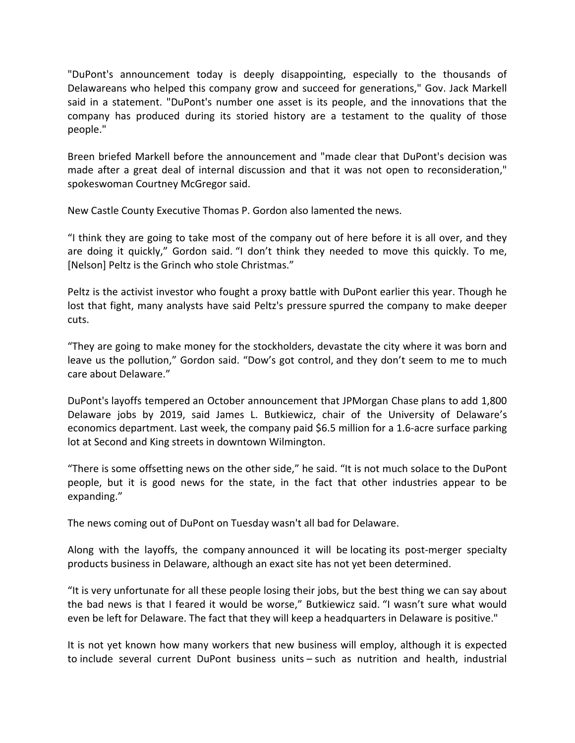"DuPont's announcement today is deeply disappointing, especially to the thousands of Delawareans who helped this company grow and succeed for generations," Gov. Jack Markell said in a statement. "DuPont's number one asset is its people, and the innovations that the company has produced during its storied history are a testament to the quality of those people."

Breen briefed Markell before the announcement and "made clear that DuPont's decision was made after a great deal of internal discussion and that it was not open to reconsideration," spokeswoman Courtney McGregor said.

New Castle County Executive Thomas P. Gordon also lamented the news.

"I think they are going to take most of the company out of here before it is all over, and they are doing it quickly," Gordon said. "I don't think they needed to move this quickly. To me, [Nelson] Peltz is the Grinch who stole Christmas."

Peltz is the activist investor who fought a proxy battle with DuPont earlier this year. Though he lost that fight, many analysts have said Peltz's pressure spurred the company to make deeper cuts.

"They are going to make money for the stockholders, devastate the city where it was born and leave us the pollution," Gordon said. "Dow's got control, and they don't seem to me to much care about Delaware."

DuPont's layoffs tempered an October announcement that JPMorgan Chase plans to add 1,800 Delaware jobs by 2019, said James L. Butkiewicz, chair of the University of Delaware's economics department. Last week, the company paid $6.5 million for a 1.6-acre surface parking lot at Second and King streets in downtown Wilmington.

"There is some offsetting news on the other side," he said. "It is not much solace to the DuPont people, but it is good news for the state, in the fact that other industries appear to be expanding."

The news coming out of DuPont on Tuesday wasn't all bad for Delaware.

Along with the layoffs, the company announced it will be locating its post-merger specialty products business in Delaware, although an exact site has not yet been determined.

"It is very unfortunate for all these people losing their jobs, but the best thing we can say about the bad news is that I feared it would be worse," Butkiewicz said. "I wasn't sure what would even be left for Delaware. The fact that they will keep a headquarters in Delaware is positive."

It is not yet known how many workers that new business will employ, although it is expected to include several current DuPont business units – such as nutrition and health, industrial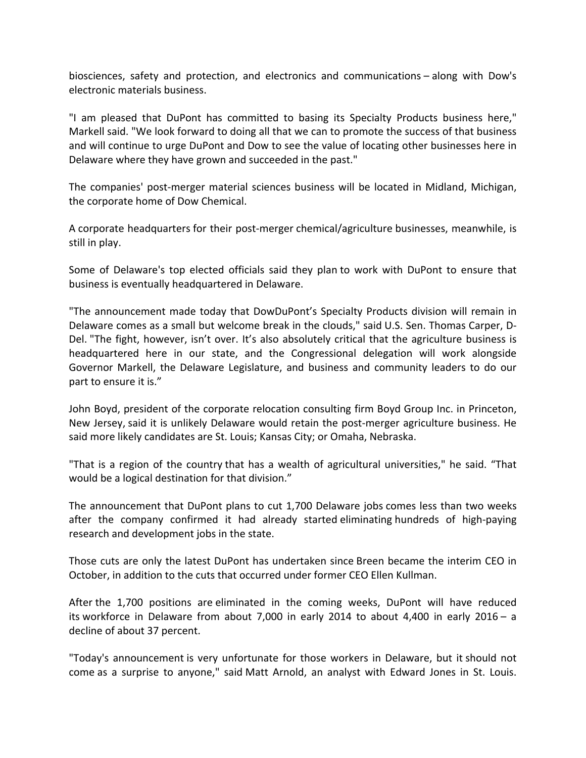biosciences, safety and protection, and electronics and communications – along with Dow's electronic materials business.

"I am pleased that DuPont has committed to basing its Specialty Products business here," Markell said. "We look forward to doing all that we can to promote the success of that business and will continue to urge DuPont and Dow to see the value of locating other businesses here in Delaware where they have grown and succeeded in the past."

The companies' post-merger material sciences business will be located in Midland, Michigan, the corporate home of Dow Chemical.

A corporate headquarters for their post-merger chemical/agriculture businesses, meanwhile, is still in play.

Some of Delaware's top elected officials said they plan to work with DuPont to ensure that business is eventually headquartered in Delaware.

"The announcement made today that DowDuPont's Specialty Products division will remain in Delaware comes as a small but welcome break in the clouds," said U.S. Sen. Thomas Carper, D-Del. "The fight, however, isn't over. It's also absolutely critical that the agriculture business is headquartered here in our state, and the Congressional delegation will work alongside Governor Markell, the Delaware Legislature, and business and community leaders to do our part to ensure it is."

John Boyd, president of the corporate relocation consulting firm Boyd Group Inc. in Princeton, New Jersey, said it is unlikely Delaware would retain the post-merger agriculture business. He said more likely candidates are St. Louis; Kansas City; or Omaha, Nebraska.

"That is a region of the country that has a wealth of agricultural universities," he said. "That would be a logical destination for that division."

The announcement that DuPont plans to cut 1,700 Delaware jobs comes less than two weeks after the company confirmed it had already started eliminating hundreds of high-paying research and development jobs in the state.

Those cuts are only the latest DuPont has undertaken since Breen became the interim CEO in October, in addition to the cuts that occurred under former CEO Ellen Kullman.

After the 1,700 positions are eliminated in the coming weeks, DuPont will have reduced its workforce in Delaware from about 7,000 in early 2014 to about 4,400 in early 2016 – a decline of about 37 percent.

"Today's announcement is very unfortunate for those workers in Delaware, but it should not come as a surprise to anyone," said Matt Arnold, an analyst with Edward Jones in St. Louis.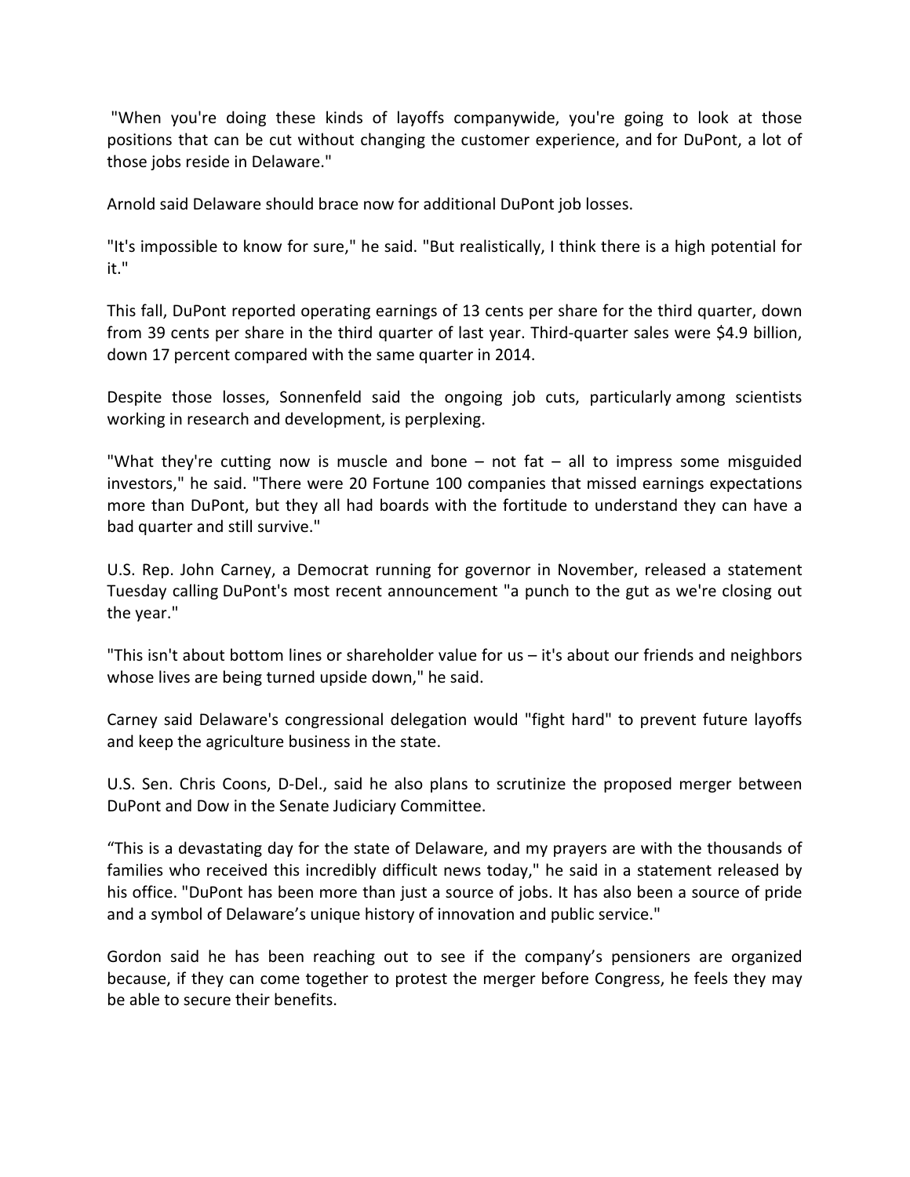"When you're doing these kinds of layoffs companywide, you're going to look at those positions that can be cut without changing the customer experience, and for DuPont, a lot of those jobs reside in Delaware."

Arnold said Delaware should brace now for additional DuPont job losses.

"It's impossible to know for sure," he said. "But realistically, I think there is a high potential for it."

This fall, DuPont reported operating earnings of 13 cents per share for the third quarter, down from 39 cents per share in the third quarter of last year. Third-quarter sales were $4.9 billion, down 17 percent compared with the same quarter in 2014.

Despite those losses, Sonnenfeld said the ongoing job cuts, particularly among scientists working in research and development, is perplexing.

"What they're cutting now is muscle and bone – not fat – all to impress some misguided investors," he said. "There were 20 Fortune 100 companies that missed earnings expectations more than DuPont, but they all had boards with the fortitude to understand they can have a bad quarter and still survive."

U.S. Rep. John Carney, a Democrat running for governor in November, released a statement Tuesday calling DuPont's most recent announcement "a punch to the gut as we're closing out the year."

"This isn't about bottom lines or shareholder value for us – it's about our friends and neighbors whose lives are being turned upside down," he said.

Carney said Delaware's congressional delegation would "fight hard" to prevent future layoffs and keep the agriculture business in the state.

U.S. Sen. Chris Coons, D-Del., said he also plans to scrutinize the proposed merger between DuPont and Dow in the Senate Judiciary Committee.

"This is a devastating day for the state of Delaware, and my prayers are with the thousands of families who received this incredibly difficult news today," he said in a statement released by his office. "DuPont has been more than just a source of jobs. It has also been a source of pride and a symbol of Delaware's unique history of innovation and public service."

Gordon said he has been reaching out to see if the company's pensioners are organized because, if they can come together to protest the merger before Congress, he feels they may be able to secure their benefits.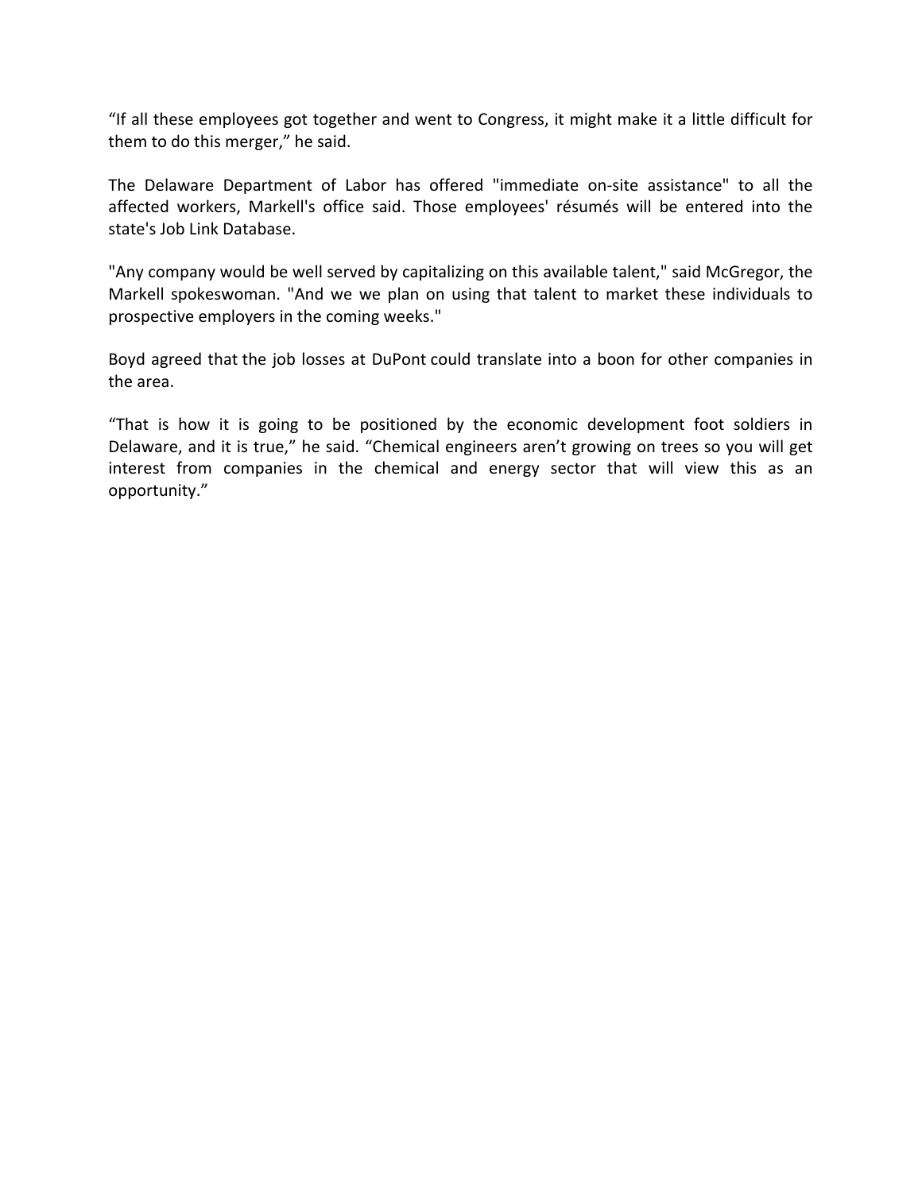“If all these employees got together and went to Congress, it might make it a little difficult for them to do this merger,” he said.

The Delaware Department of Labor has offered "immediate on-site assistance" to all the affected workers, Markell's office said. Those employees' résumés will be entered into the state's Job Link Database.

"Any company would be well served by capitalizing on this available talent," said McGregor, the Markell spokeswoman. "And we we plan on using that talent to market these individuals to prospective employers in the coming weeks."

Boyd agreed that the job losses at DuPont could translate into a boon for other companies in the area.

“That is how it is going to be positioned by the economic development foot soldiers in Delaware, and it is true,” he said. “Chemical engineers aren’t growing on trees so you will get interest from companies in the chemical and energy sector that will view this as an opportunity.”